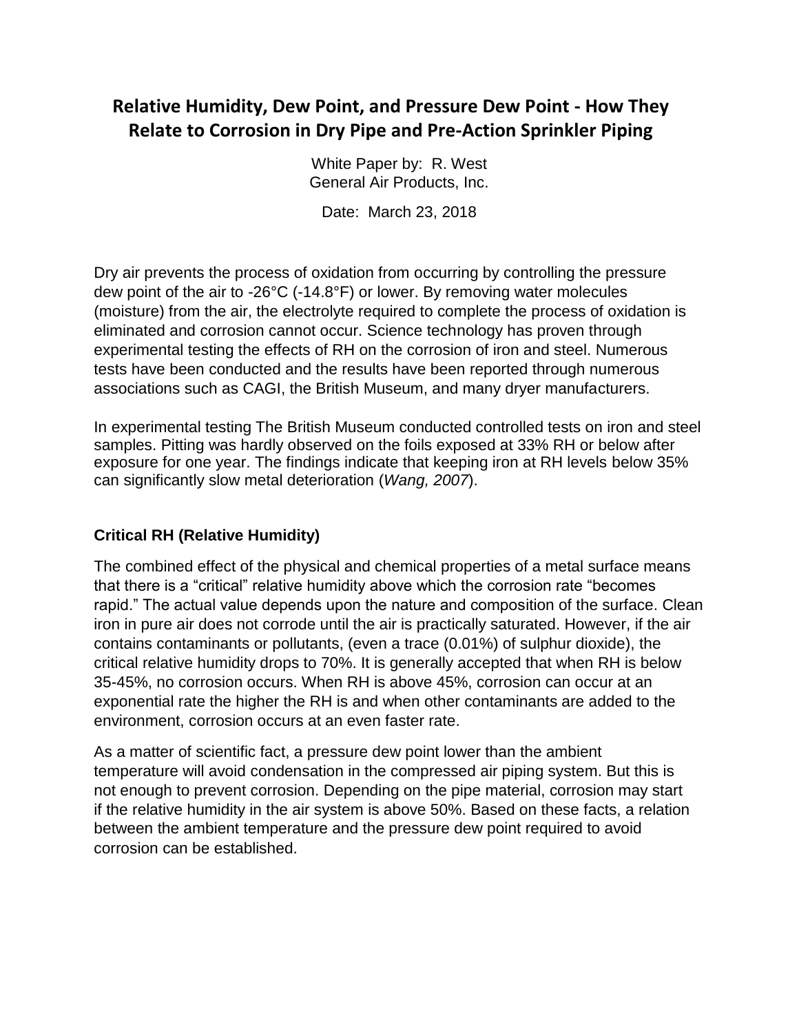# Relative Humidity, Dew Point, and Pressure Dew Point - How They Relate to Corrosion in Dry Pipe and Pre-Action Sprinkler Piping

White Paper by: R. West
General Air Products, Inc.

Date: March 23, 2018

Dry air prevents the process of oxidation from occurring by controlling the pressure dew point of the air to -26°C (-14.8°F) or lower. By removing water molecules (moisture) from the air, the electrolyte required to complete the process of oxidation is eliminated and corrosion cannot occur. Science technology has proven through experimental testing the effects of RH on the corrosion of iron and steel. Numerous tests have been conducted and the results have been reported through numerous associations such as CAGI, the British Museum, and many dryer manufacturers.

In experimental testing The British Museum conducted controlled tests on iron and steel samples. Pitting was hardly observed on the foils exposed at 33% RH or below after exposure for one year. The findings indicate that keeping iron at RH levels below 35% can significantly slow metal deterioration (*Wang, 2007*).

## Critical RH (Relative Humidity)

The combined effect of the physical and chemical properties of a metal surface means that there is a "critical" relative humidity above which the corrosion rate "becomes rapid." The actual value depends upon the nature and composition of the surface. Clean iron in pure air does not corrode until the air is practically saturated. However, if the air contains contaminants or pollutants, (even a trace (0.01%) of sulphur dioxide), the critical relative humidity drops to 70%. It is generally accepted that when RH is below 35-45%, no corrosion occurs. When RH is above 45%, corrosion can occur at an exponential rate the higher the RH is and when other contaminants are added to the environment, corrosion occurs at an even faster rate.

As a matter of scientific fact, a pressure dew point lower than the ambient temperature will avoid condensation in the compressed air piping system. But this is not enough to prevent corrosion. Depending on the pipe material, corrosion may start if the relative humidity in the air system is above 50%. Based on these facts, a relation between the ambient temperature and the pressure dew point required to avoid corrosion can be established.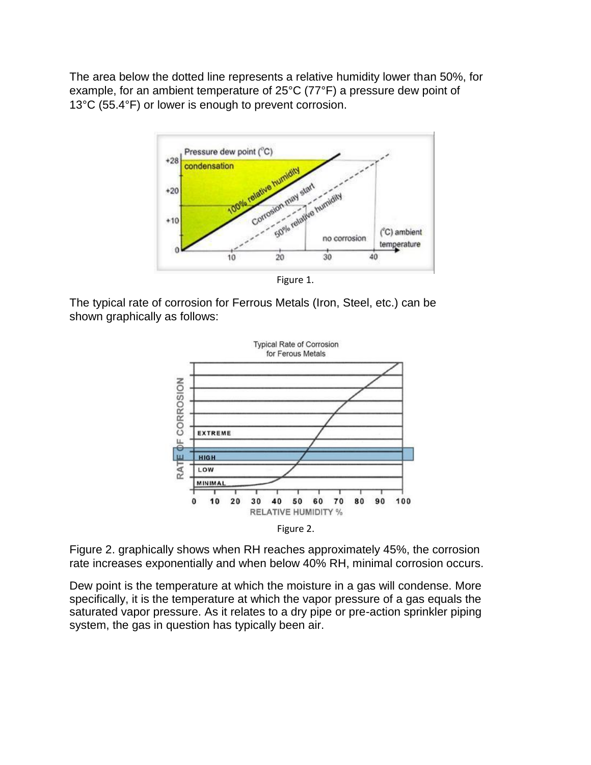The area below the dotted line represents a relative humidity lower than 50%, for example, for an ambient temperature of 25°C (77°F) a pressure dew point of 13°C (55.4°F) or lower is enough to prevent corrosion.

Figure 1.

The typical rate of corrosion for Ferrous Metals (Iron, Steel, etc.) can be shown graphically as follows:

Figure 2.

Figure 2. graphically shows when RH reaches approximately 45%, the corrosion rate increases exponentially and when below 40% RH, minimal corrosion occurs.

Dew point is the temperature at which the moisture in a gas will condense. More specifically, it is the temperature at which the vapor pressure of a gas equals the saturated vapor pressure. As it relates to a dry pipe or pre-action sprinkler piping system, the gas in question has typically been air.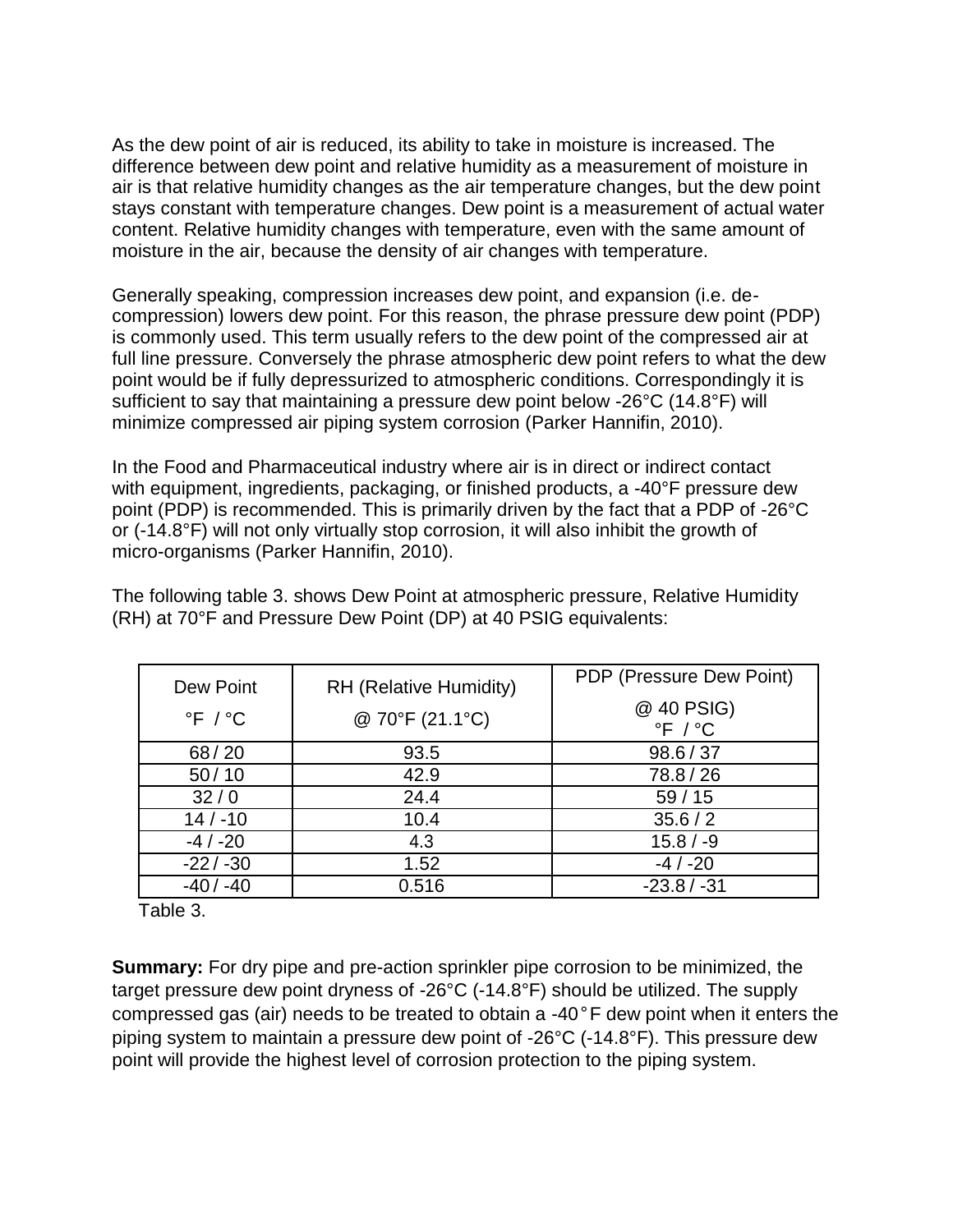As the dew point of air is reduced, its ability to take in moisture is increased. The difference between dew point and relative humidity as a measurement of moisture in air is that relative humidity changes as the air temperature changes, but the dew point stays constant with temperature changes. Dew point is a measurement of actual water content. Relative humidity changes with temperature, even with the same amount of moisture in the air, because the density of air changes with temperature.

Generally speaking, compression increases dew point, and expansion (i.e. de-compression) lowers dew point. For this reason, the phrase pressure dew point (PDP) is commonly used. This term usually refers to the dew point of the compressed air at full line pressure. Conversely the phrase atmospheric dew point refers to what the dew point would be if fully depressurized to atmospheric conditions. Correspondingly it is sufficient to say that maintaining a pressure dew point below -26°C (14.8°F) will minimize compressed air piping system corrosion (Parker Hannifin, 2010).

In the Food and Pharmaceutical industry where air is in direct or indirect contact with equipment, ingredients, packaging, or finished products, a -40°F pressure dew point (PDP) is recommended. This is primarily driven by the fact that a PDP of -26°C or (-14.8°F) will not only virtually stop corrosion, it will also inhibit the growth of micro-organisms (Parker Hannifin, 2010).

The following table 3. shows Dew Point at atmospheric pressure, Relative Humidity (RH) at 70°F and Pressure Dew Point (DP) at 40 PSIG equivalents:

| Dew Point °F / °C | RH (Relative Humidity) @ 70°F (21.1°C) | PDP (Pressure Dew Point) @ 40 PSIG) °F / °C |
|---|---|---|
| 68 / 20 | 93.5 | 98.6 / 37 |
| 50 / 10 | 42.9 | 78.8 / 26 |
| 32 / 0 | 24.4 | 59 / 15 |
| 14 / -10 | 10.4 | 35.6 / 2 |
| -4 / -20 | 4.3 | 15.8 / -9 |
| -22 / -30 | 1.52 | -4 / -20 |
| -40 / -40 | 0.516 | -23.8 / -31 |

Table 3.

**Summary:** For dry pipe and pre-action sprinkler pipe corrosion to be minimized, the target pressure dew point dryness of -26°C (-14.8°F) should be utilized. The supply compressed gas (air) needs to be treated to obtain a -40° F dew point when it enters the piping system to maintain a pressure dew point of -26°C (-14.8°F). This pressure dew point will provide the highest level of corrosion protection to the piping system.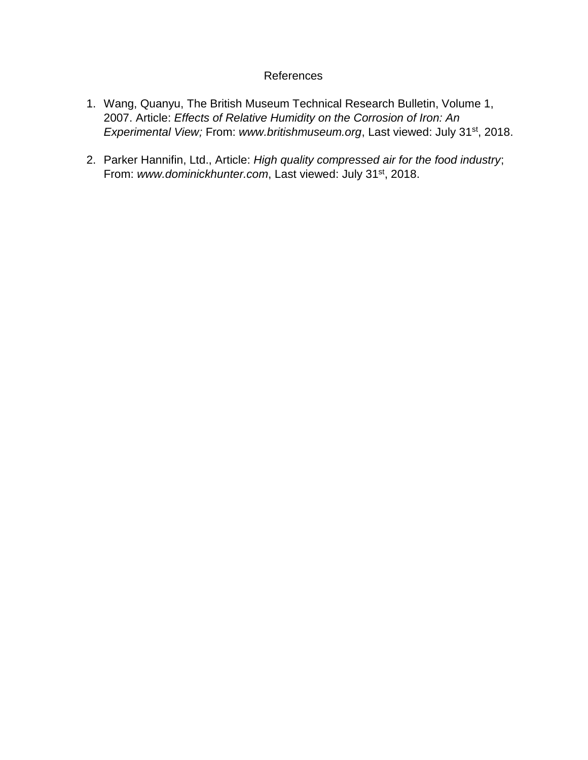# References

1. Wang, Quanyu, The British Museum Technical Research Bulletin, Volume 1, 2007. Article: *Effects of Relative Humidity on the Corrosion of Iron: An Experimental View;* From: *www.britishmuseum.org*, Last viewed: July 31st, 2018.

2. Parker Hannifin, Ltd., Article: *High quality compressed air for the food industry*; From: *www.dominickhunter.com*, Last viewed: July 31st, 2018.